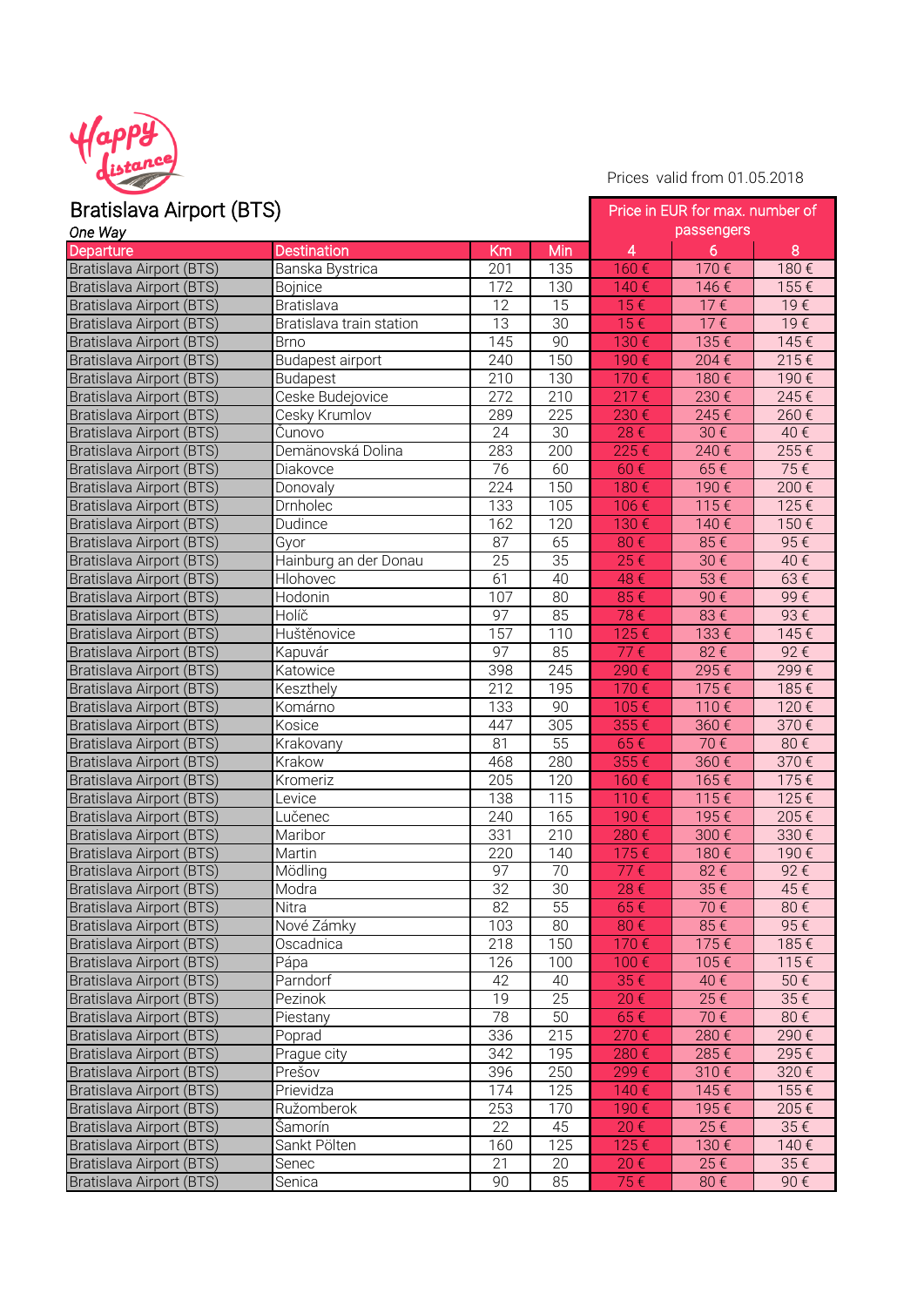Happy distance

Prices valid from 01.05.2018

## Bratislava Airport (BTS)

*One Way*

| Departure | Destination | Km | Min | Price in EUR for max. number of passengers | | |
|---|---|---|---|---|---|---|
| | | | | 4 | 6 | 8 |
| Bratislava Airport (BTS) | Banska Bystrica | 201 | 135 | 160 € | 170 € | 180 € |
| Bratislava Airport (BTS) | Bojnice | 172 | 130 | 140 € | 146 € | 155 € |
| Bratislava Airport (BTS) | Bratislava | 12 | 15 | 15 € | 17 € | 19 € |
| Bratislava Airport (BTS) | Bratislava train station | 13 | 30 | 15 € | 17 € | 19 € |
| Bratislava Airport (BTS) | Brno | 145 | 90 | 130 € | 135 € | 145 € |
| Bratislava Airport (BTS) | Budapest airport | 240 | 150 | 190 € | 204 € | 215 € |
| Bratislava Airport (BTS) | Budapest | 210 | 130 | 170 € | 180 € | 190 € |
| Bratislava Airport (BTS) | Ceske Budejovice | 272 | 210 | 217 € | 230 € | 245 € |
| Bratislava Airport (BTS) | Cesky Krumlov | 289 | 225 | 230 € | 245 € | 260 € |
| Bratislava Airport (BTS) | Čunovo | 24 | 30 | 28 € | 30 € | 40 € |
| Bratislava Airport (BTS) | Demänovská Dolina | 283 | 200 | 225 € | 240 € | 255 € |
| Bratislava Airport (BTS) | Diakovce | 76 | 60 | 60 € | 65 € | 75 € |
| Bratislava Airport (BTS) | Donovaly | 224 | 150 | 180 € | 190 € | 200 € |
| Bratislava Airport (BTS) | Drnholec | 133 | 105 | 106 € | 115 € | 125 € |
| Bratislava Airport (BTS) | Dudince | 162 | 120 | 130 € | 140 € | 150 € |
| Bratislava Airport (BTS) | Gyor | 87 | 65 | 80 € | 85 € | 95 € |
| Bratislava Airport (BTS) | Hainburg an der Donau | 25 | 35 | 25 € | 30 € | 40 € |
| Bratislava Airport (BTS) | Hlohovec | 61 | 40 | 48 € | 53 € | 63 € |
| Bratislava Airport (BTS) | Hodonin | 107 | 80 | 85 € | 90 € | 99 € |
| Bratislava Airport (BTS) | Holíč | 97 | 85 | 78 € | 83 € | 93 € |
| Bratislava Airport (BTS) | Huštěnovice | 157 | 110 | 125 € | 133 € | 145 € |
| Bratislava Airport (BTS) | Kapuvár | 97 | 85 | 77 € | 82 € | 92 € |
| Bratislava Airport (BTS) | Katowice | 398 | 245 | 290 € | 295 € | 299 € |
| Bratislava Airport (BTS) | Keszthely | 212 | 195 | 170 € | 175 € | 185 € |
| Bratislava Airport (BTS) | Komárno | 133 | 90 | 105 € | 110 € | 120 € |
| Bratislava Airport (BTS) | Kosice | 447 | 305 | 355 € | 360 € | 370 € |
| Bratislava Airport (BTS) | Krakovany | 81 | 55 | 65 € | 70 € | 80 € |
| Bratislava Airport (BTS) | Krakow | 468 | 280 | 355 € | 360 € | 370 € |
| Bratislava Airport (BTS) | Kromeriz | 205 | 120 | 160 € | 165 € | 175 € |
| Bratislava Airport (BTS) | Levice | 138 | 115 | 110 € | 115 € | 125 € |
| Bratislava Airport (BTS) | Lučenec | 240 | 165 | 190 € | 195 € | 205 € |
| Bratislava Airport (BTS) | Maribor | 331 | 210 | 280 € | 300 € | 330 € |
| Bratislava Airport (BTS) | Martin | 220 | 140 | 175 € | 180 € | 190 € |
| Bratislava Airport (BTS) | Mödling | 97 | 70 | 77 € | 82 € | 92 € |
| Bratislava Airport (BTS) | Modra | 32 | 30 | 28 € | 35 € | 45 € |
| Bratislava Airport (BTS) | Nitra | 82 | 55 | 65 € | 70 € | 80 € |
| Bratislava Airport (BTS) | Nové Zámky | 103 | 80 | 80 € | 85 € | 95 € |
| Bratislava Airport (BTS) | Oscadnica | 218 | 150 | 170 € | 175 € | 185 € |
| Bratislava Airport (BTS) | Pápa | 126 | 100 | 100 € | 105 € | 115 € |
| Bratislava Airport (BTS) | Parndorf | 42 | 40 | 35 € | 40 € | 50 € |
| Bratislava Airport (BTS) | Pezinok | 19 | 25 | 20 € | 25 € | 35 € |
| Bratislava Airport (BTS) | Piestany | 78 | 50 | 65 € | 70 € | 80 € |
| Bratislava Airport (BTS) | Poprad | 336 | 215 | 270 € | 280 € | 290 € |
| Bratislava Airport (BTS) | Prague city | 342 | 195 | 280 € | 285 € | 295 € |
| Bratislava Airport (BTS) | Prešov | 396 | 250 | 299 € | 310 € | 320 € |
| Bratislava Airport (BTS) | Prievidza | 174 | 125 | 140 € | 145 € | 155 € |
| Bratislava Airport (BTS) | Ružomberok | 253 | 170 | 190 € | 195 € | 205 € |
| Bratislava Airport (BTS) | Šamorín | 22 | 45 | 20 € | 25 € | 35 € |
| Bratislava Airport (BTS) | Sankt Pölten | 160 | 125 | 125 € | 130 € | 140 € |
| Bratislava Airport (BTS) | Senec | 21 | 20 | 20 € | 25 € | 35 € |
| Bratislava Airport (BTS) | Senica | 90 | 85 | 75 € | 80 € | 90 € |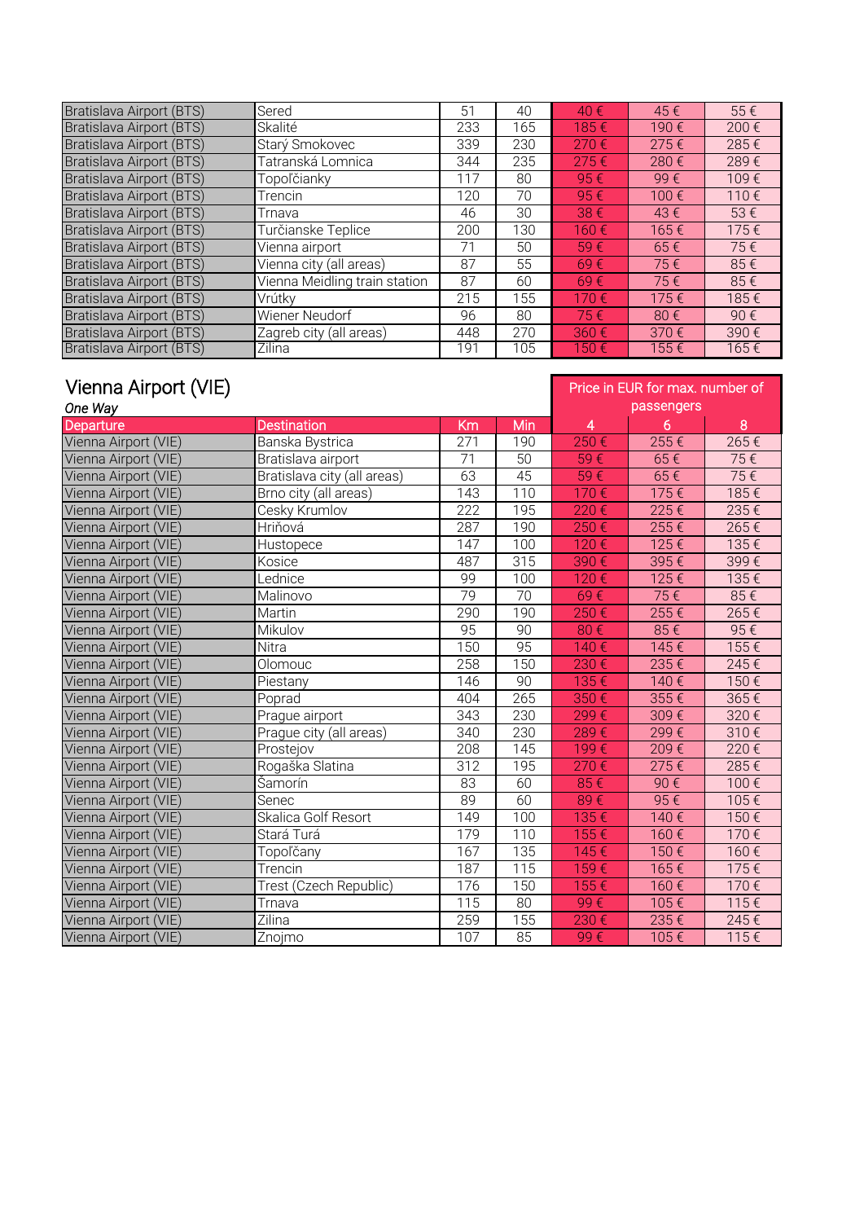| | | | | | | |
|---|---|---|---|---|---|---|
| Bratislava Airport (BTS) | Sered | 51 | 40 | 40 € | 45 € | 55 € |
| Bratislava Airport (BTS) | Skalité | 233 | 165 | 185 € | 190 € | 200 € |
| Bratislava Airport (BTS) | Starý Smokovec | 339 | 230 | 270 € | 275 € | 285 € |
| Bratislava Airport (BTS) | Tatranská Lomnica | 344 | 235 | 275 € | 280 € | 289 € |
| Bratislava Airport (BTS) | Topoľčianky | 117 | 80 | 95 € | 99 € | 109 € |
| Bratislava Airport (BTS) | Trencin | 120 | 70 | 95 € | 100 € | 110 € |
| Bratislava Airport (BTS) | Trnava | 46 | 30 | 38 € | 43 € | 53 € |
| Bratislava Airport (BTS) | Turčianske Teplice | 200 | 130 | 160 € | 165 € | 175 € |
| Bratislava Airport (BTS) | Vienna airport | 71 | 50 | 59 € | 65 € | 75 € |
| Bratislava Airport (BTS) | Vienna city (all areas) | 87 | 55 | 69 € | 75 € | 85 € |
| Bratislava Airport (BTS) | Vienna Meidling train station | 87 | 60 | 69 € | 75 € | 85 € |
| Bratislava Airport (BTS) | Vrútky | 215 | 155 | 170 € | 175 € | 185 € |
| Bratislava Airport (BTS) | Wiener Neudorf | 96 | 80 | 75 € | 80 € | 90 € |
| Bratislava Airport (BTS) | Zagreb city (all areas) | 448 | 270 | 360 € | 370 € | 390 € |
| Bratislava Airport (BTS) | Zilina | 191 | 105 | 150 € | 155 € | 165 € |

## Vienna Airport (VIE)

*One Way*

| Departure | Destination | Km | Min | Price in EUR for max. number of passengers | | |
|---|---|---|---|---|---|---|
| | | | | 4 | 6 | 8 |
| Vienna Airport (VIE) | Banska Bystrica | 271 | 190 | 250 € | 255 € | 265 € |
| Vienna Airport (VIE) | Bratislava airport | 71 | 50 | 59 € | 65 € | 75 € |
| Vienna Airport (VIE) | Bratislava city (all areas) | 63 | 45 | 59 € | 65 € | 75 € |
| Vienna Airport (VIE) | Brno city (all areas) | 143 | 110 | 170 € | 175 € | 185 € |
| Vienna Airport (VIE) | Cesky Krumlov | 222 | 195 | 220 € | 225 € | 235 € |
| Vienna Airport (VIE) | Hriňová | 287 | 190 | 250 € | 255 € | 265 € |
| Vienna Airport (VIE) | Hustopece | 147 | 100 | 120 € | 125 € | 135 € |
| Vienna Airport (VIE) | Kosice | 487 | 315 | 390 € | 395 € | 399 € |
| Vienna Airport (VIE) | Lednice | 99 | 100 | 120 € | 125 € | 135 € |
| Vienna Airport (VIE) | Malinovo | 79 | 70 | 69 € | 75 € | 85 € |
| Vienna Airport (VIE) | Martin | 290 | 190 | 250 € | 255 € | 265 € |
| Vienna Airport (VIE) | Mikulov | 95 | 90 | 80 € | 85 € | 95 € |
| Vienna Airport (VIE) | Nitra | 150 | 95 | 140 € | 145 € | 155 € |
| Vienna Airport (VIE) | Olomouc | 258 | 150 | 230 € | 235 € | 245 € |
| Vienna Airport (VIE) | Piestany | 146 | 90 | 135 € | 140 € | 150 € |
| Vienna Airport (VIE) | Poprad | 404 | 265 | 350 € | 355 € | 365 € |
| Vienna Airport (VIE) | Prague airport | 343 | 230 | 299 € | 309 € | 320 € |
| Vienna Airport (VIE) | Prague city (all areas) | 340 | 230 | 289 € | 299 € | 310 € |
| Vienna Airport (VIE) | Prostejov | 208 | 145 | 199 € | 209 € | 220 € |
| Vienna Airport (VIE) | Rogaška Slatina | 312 | 195 | 270 € | 275 € | 285 € |
| Vienna Airport (VIE) | Šamorín | 83 | 60 | 85 € | 90 € | 100 € |
| Vienna Airport (VIE) | Senec | 89 | 60 | 89 € | 95 € | 105 € |
| Vienna Airport (VIE) | Skalica Golf Resort | 149 | 100 | 135 € | 140 € | 150 € |
| Vienna Airport (VIE) | Stará Turá | 179 | 110 | 155 € | 160 € | 170 € |
| Vienna Airport (VIE) | Topoľčany | 167 | 135 | 145 € | 150 € | 160 € |
| Vienna Airport (VIE) | Trencin | 187 | 115 | 159 € | 165 € | 175 € |
| Vienna Airport (VIE) | Trest (Czech Republic) | 176 | 150 | 155 € | 160 € | 170 € |
| Vienna Airport (VIE) | Trnava | 115 | 80 | 99 € | 105 € | 115 € |
| Vienna Airport (VIE) | Zilina | 259 | 155 | 230 € | 235 € | 245 € |
| Vienna Airport (VIE) | Znojmo | 107 | 85 | 99 € | 105 € | 115 € |